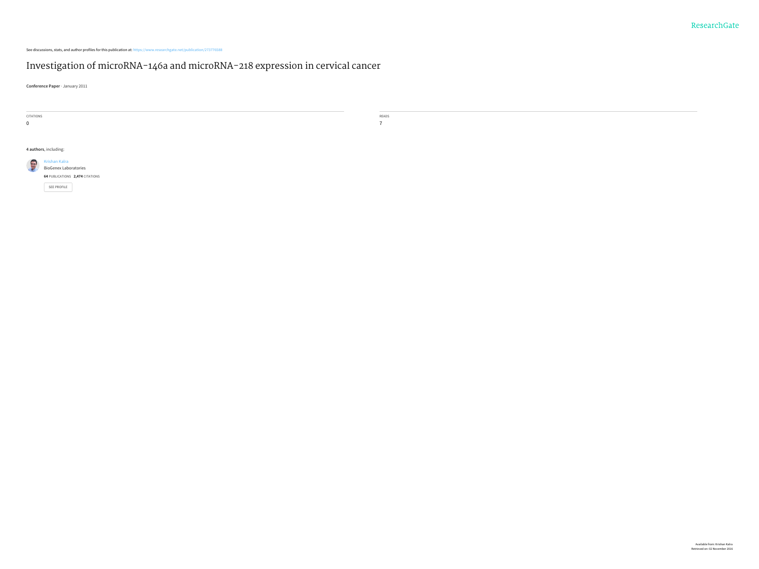ResearchGate

See discussions, stats, and author profiles for this publication at: https://www.researchgate.net/publication/273776588

# Investigation of microRNA-146a and microRNA-218 expression in cervical cancer

**Conference Paper** · January 2011

CITATIONS

0

READS

7

**4 authors**, including:

Krishan Kalra

BioGenex Laboratories

**64** PUBLICATIONS **2,474** CITATIONS

SEE PROFILE

Available from: Krishan Kalra

Retrieved on: 02 November 2016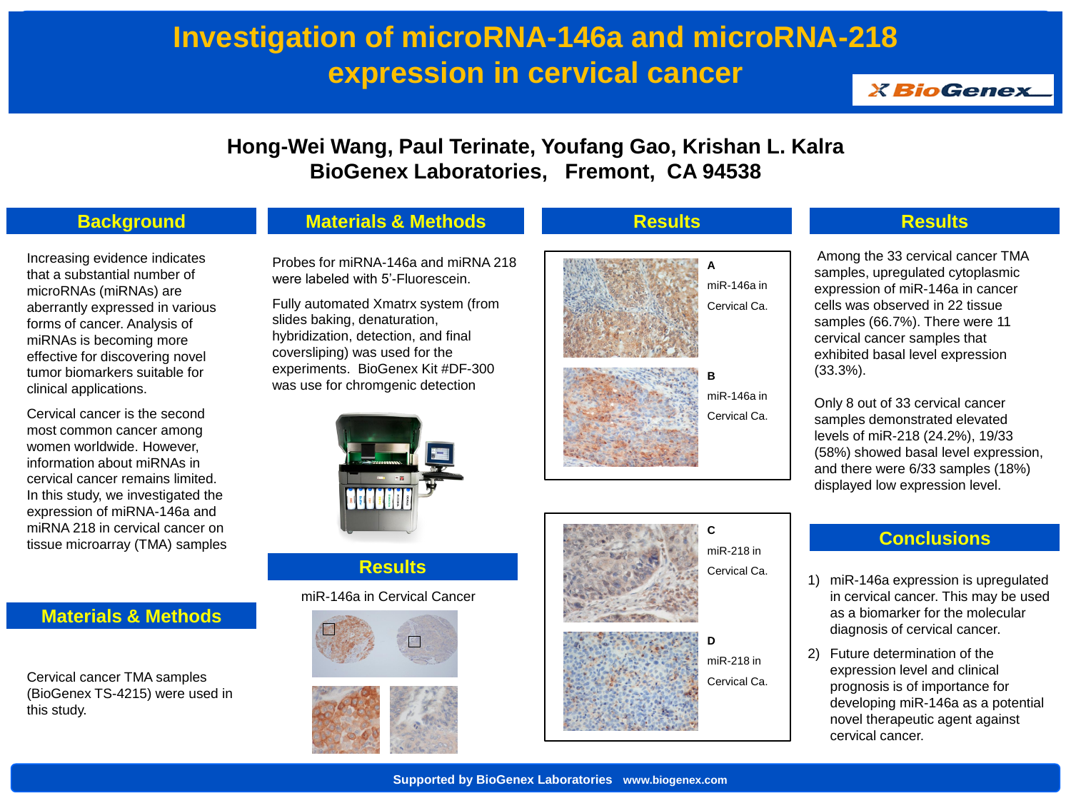# Investigation of microRNA-146a and microRNA-218 expression in cervical cancer

BioGenex

**Hong-Wei Wang, Paul Terinate, Youfang Gao, Krishan L. Kalra**
**BioGenex Laboratories, Fremont, CA 94538**

## Background

Increasing evidence indicates that a substantial number of microRNAs (miRNAs) are aberrantly expressed in various forms of cancer. Analysis of miRNAs is becoming more effective for discovering novel tumor biomarkers suitable for clinical applications.

Cervical cancer is the second most common cancer among women worldwide. However, information about miRNAs in cervical cancer remains limited. In this study, we investigated the expression of miRNA-146a and miRNA 218 in cervical cancer on tissue microarray (TMA) samples

## Materials & Methods

Cervical cancer TMA samples (BioGenex TS-4215) were used in this study.

## Materials & Methods

Probes for miRNA-146a and miRNA 218 were labeled with 5'-Fluorescein.

Fully automated Xmatrx system (from slides baking, denaturation, hybridization, detection, and final coversliping) was used for the experiments. BioGenex Kit #DF-300 was use for chromgenic detection

## Results

miR-146a in Cervical Cancer

## Results

A
miR-146a in Cervical Ca.

B
miR-146a in Cervical Ca.

C
miR-218 in Cervical Ca.

D
miR-218 in Cervical Ca.

## Results

Among the 33 cervical cancer TMA samples, upregulated cytoplasmic expression of miR-146a in cancer cells was observed in 22 tissue samples (66.7%). There were 11 cervical cancer samples that exhibited basal level expression (33.3%).

Only 8 out of 33 cervical cancer samples demonstrated elevated levels of miR-218 (24.2%), 19/33 (58%) showed basal level expression, and there were 6/33 samples (18%) displayed low expression level.

## Conclusions

1) miR-146a expression is upregulated in cervical cancer. This may be used as a biomarker for the molecular diagnosis of cervical cancer.
2) Future determination of the expression level and clinical prognosis is of importance for developing miR-146a as a potential novel therapeutic agent against cervical cancer.

**Supported by BioGenex Laboratories www.biogenex.com**